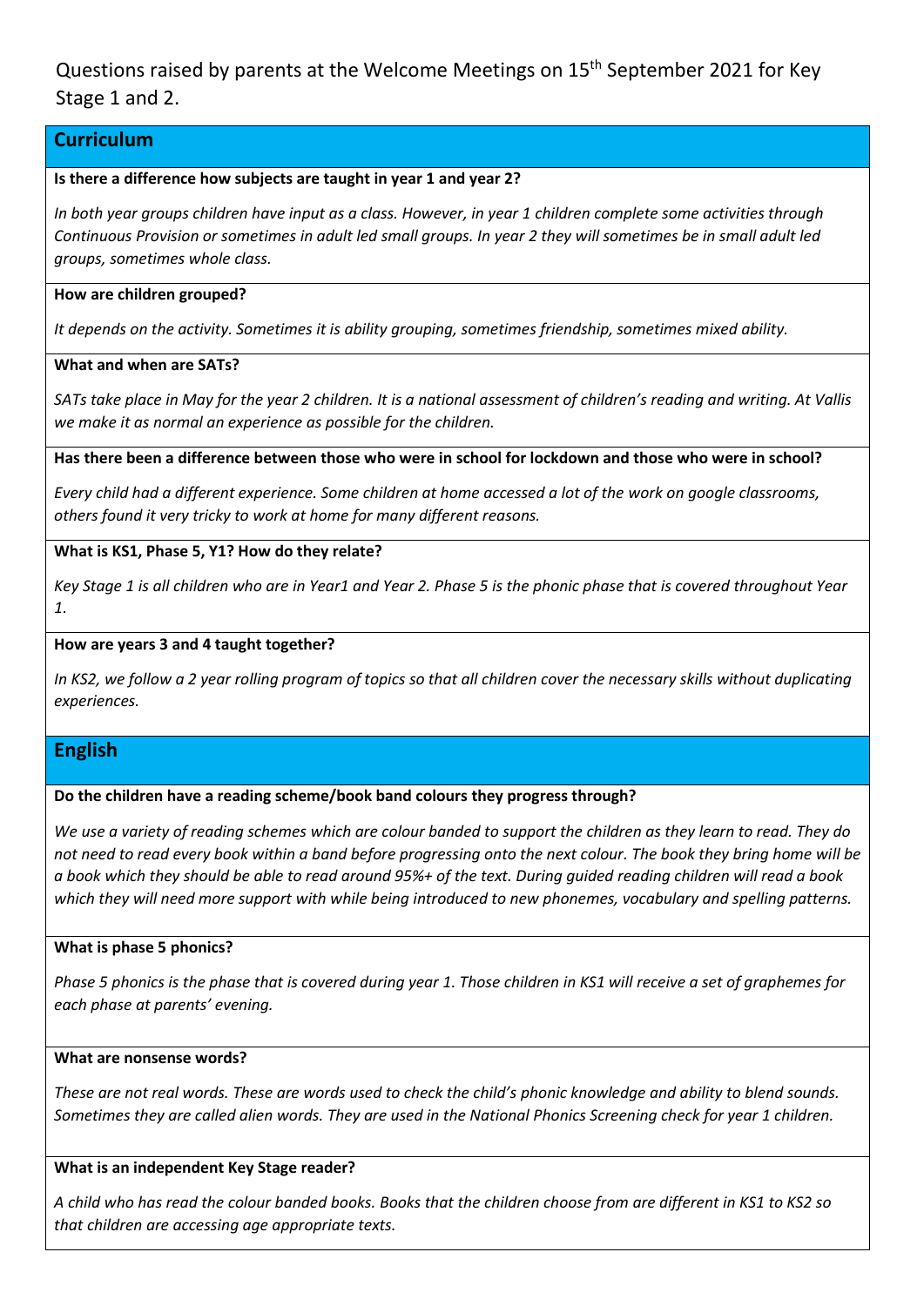# Questions raised by parents at the Welcome Meetings on 15th September 2021 for Key Stage 1 and 2.

## Curriculum

**Is there a difference how subjects are taught in year 1 and year 2?**

*In both year groups children have input as a class. However, in year 1 children complete some activities through Continuous Provision or sometimes in adult led small groups. In year 2 they will sometimes be in small adult led groups, sometimes whole class.*

**How are children grouped?**

*It depends on the activity. Sometimes it is ability grouping, sometimes friendship, sometimes mixed ability.*

**What and when are SATs?**

*SATs take place in May for the year 2 children. It is a national assessment of children's reading and writing. At Vallis we make it as normal an experience as possible for the children.*

**Has there been a difference between those who were in school for lockdown and those who were in school?**

*Every child had a different experience. Some children at home accessed a lot of the work on google classrooms, others found it very tricky to work at home for many different reasons.*

**What is KS1, Phase 5, Y1? How do they relate?**

*Key Stage 1 is all children who are in Year1 and Year 2. Phase 5 is the phonic phase that is covered throughout Year 1.*

**How are years 3 and 4 taught together?**

*In KS2, we follow a 2 year rolling program of topics so that all children cover the necessary skills without duplicating experiences.*

## English

**Do the children have a reading scheme/book band colours they progress through?**

*We use a variety of reading schemes which are colour banded to support the children as they learn to read. They do not need to read every book within a band before progressing onto the next colour. The book they bring home will be a book which they should be able to read around 95%+ of the text. During guided reading children will read a book which they will need more support with while being introduced to new phonemes, vocabulary and spelling patterns.*

**What is phase 5 phonics?**

*Phase 5 phonics is the phase that is covered during year 1. Those children in KS1 will receive a set of graphemes for each phase at parents' evening.*

**What are nonsense words?**

*These are not real words. These are words used to check the child's phonic knowledge and ability to blend sounds. Sometimes they are called alien words. They are used in the National Phonics Screening check for year 1 children.*

**What is an independent Key Stage reader?**

*A child who has read the colour banded books. Books that the children choose from are different in KS1 to KS2 so that children are accessing age appropriate texts.*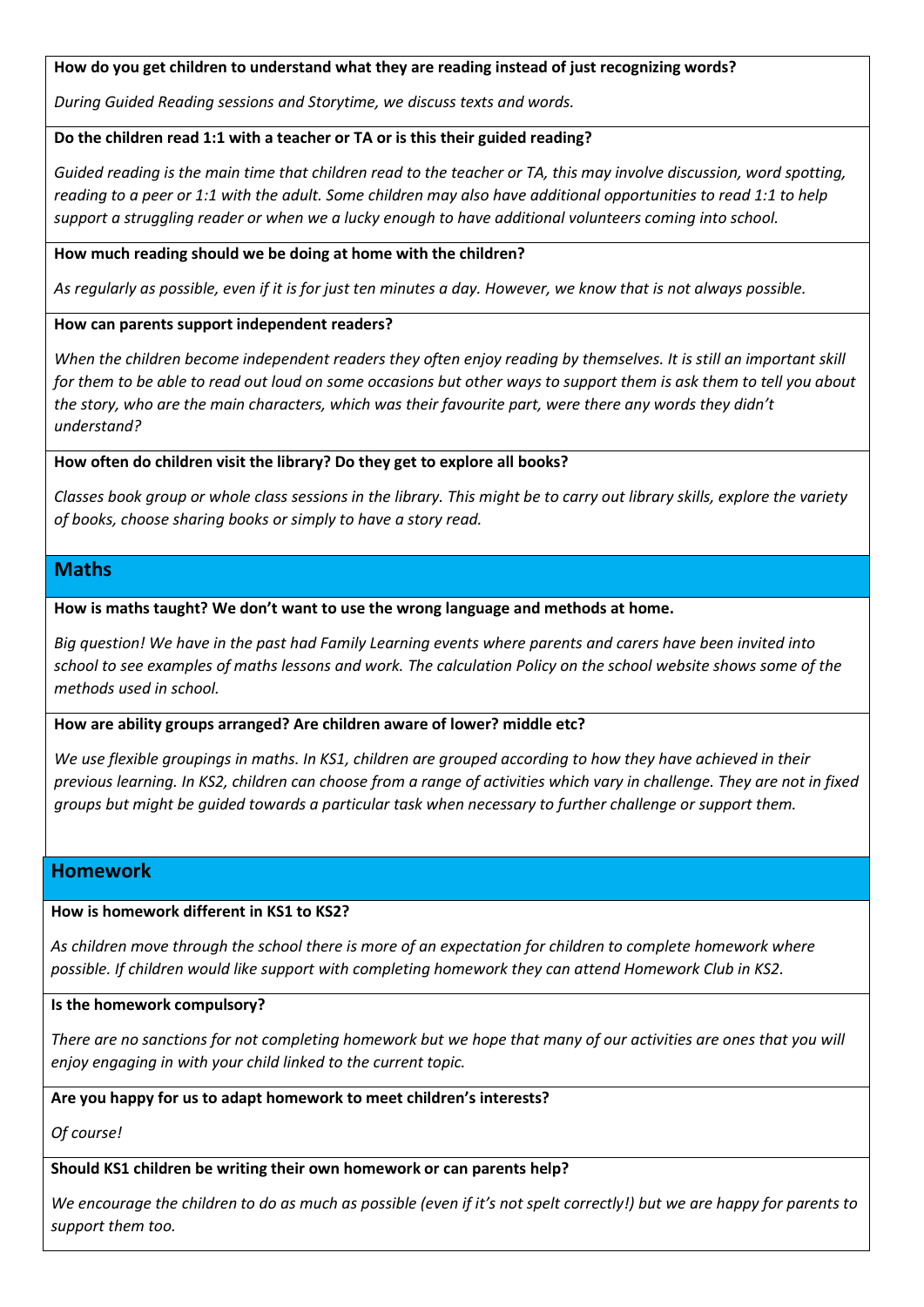**How do you get children to understand what they are reading instead of just recognizing words?**

*During Guided Reading sessions and Storytime, we discuss texts and words.*

**Do the children read 1:1 with a teacher or TA or is this their guided reading?**

*Guided reading is the main time that children read to the teacher or TA, this may involve discussion, word spotting, reading to a peer or 1:1 with the adult. Some children may also have additional opportunities to read 1:1 to help support a struggling reader or when we a lucky enough to have additional volunteers coming into school.*

**How much reading should we be doing at home with the children?**

*As regularly as possible, even if it is for just ten minutes a day. However, we know that is not always possible.*

**How can parents support independent readers?**

*When the children become independent readers they often enjoy reading by themselves. It is still an important skill for them to be able to read out loud on some occasions but other ways to support them is ask them to tell you about the story, who are the main characters, which was their favourite part, were there any words they didn't understand?*

**How often do children visit the library? Do they get to explore all books?**

*Classes book group or whole class sessions in the library. This might be to carry out library skills, explore the variety of books, choose sharing books or simply to have a story read.*

## Maths

**How is maths taught? We don't want to use the wrong language and methods at home.**

*Big question! We have in the past had Family Learning events where parents and carers have been invited into school to see examples of maths lessons and work. The calculation Policy on the school website shows some of the methods used in school.*

**How are ability groups arranged? Are children aware of lower? middle etc?**

*We use flexible groupings in maths. In KS1, children are grouped according to how they have achieved in their previous learning. In KS2, children can choose from a range of activities which vary in challenge. They are not in fixed groups but might be guided towards a particular task when necessary to further challenge or support them.*

## Homework

**How is homework different in KS1 to KS2?**

*As children move through the school there is more of an expectation for children to complete homework where possible. If children would like support with completing homework they can attend Homework Club in KS2.*

**Is the homework compulsory?**

*There are no sanctions for not completing homework but we hope that many of our activities are ones that you will enjoy engaging in with your child linked to the current topic.*

**Are you happy for us to adapt homework to meet children's interests?**

*Of course!*

**Should KS1 children be writing their own homework or can parents help?**

*We encourage the children to do as much as possible (even if it's not spelt correctly!) but we are happy for parents to support them too.*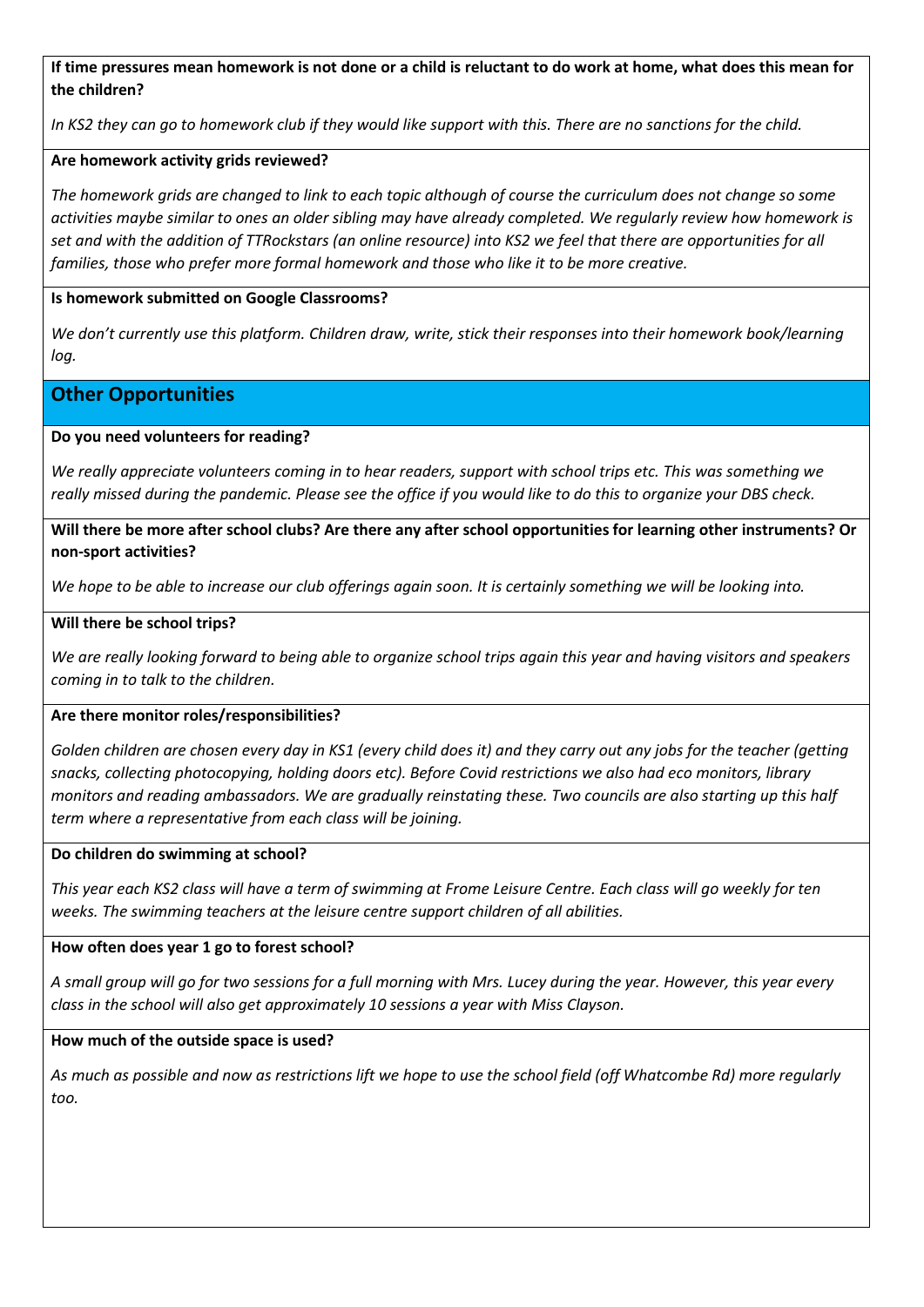**If time pressures mean homework is not done or a child is reluctant to do work at home, what does this mean for the children?**

*In KS2 they can go to homework club if they would like support with this. There are no sanctions for the child.*

**Are homework activity grids reviewed?**

*The homework grids are changed to link to each topic although of course the curriculum does not change so some activities maybe similar to ones an older sibling may have already completed. We regularly review how homework is set and with the addition of TTRockstars (an online resource) into KS2 we feel that there are opportunities for all families, those who prefer more formal homework and those who like it to be more creative.*

**Is homework submitted on Google Classrooms?**

*We don't currently use this platform. Children draw, write, stick their responses into their homework book/learning log.*

## Other Opportunities

**Do you need volunteers for reading?**

*We really appreciate volunteers coming in to hear readers, support with school trips etc. This was something we really missed during the pandemic. Please see the office if you would like to do this to organize your DBS check.*

**Will there be more after school clubs? Are there any after school opportunities for learning other instruments? Or non-sport activities?**

*We hope to be able to increase our club offerings again soon. It is certainly something we will be looking into.*

**Will there be school trips?**

*We are really looking forward to being able to organize school trips again this year and having visitors and speakers coming in to talk to the children.*

**Are there monitor roles/responsibilities?**

*Golden children are chosen every day in KS1 (every child does it) and they carry out any jobs for the teacher (getting snacks, collecting photocopying, holding doors etc). Before Covid restrictions we also had eco monitors, library monitors and reading ambassadors. We are gradually reinstating these. Two councils are also starting up this half term where a representative from each class will be joining.*

**Do children do swimming at school?**

*This year each KS2 class will have a term of swimming at Frome Leisure Centre. Each class will go weekly for ten weeks. The swimming teachers at the leisure centre support children of all abilities.*

**How often does year 1 go to forest school?**

*A small group will go for two sessions for a full morning with Mrs. Lucey during the year. However, this year every class in the school will also get approximately 10 sessions a year with Miss Clayson.*

**How much of the outside space is used?**

*As much as possible and now as restrictions lift we hope to use the school field (off Whatcombe Rd) more regularly too.*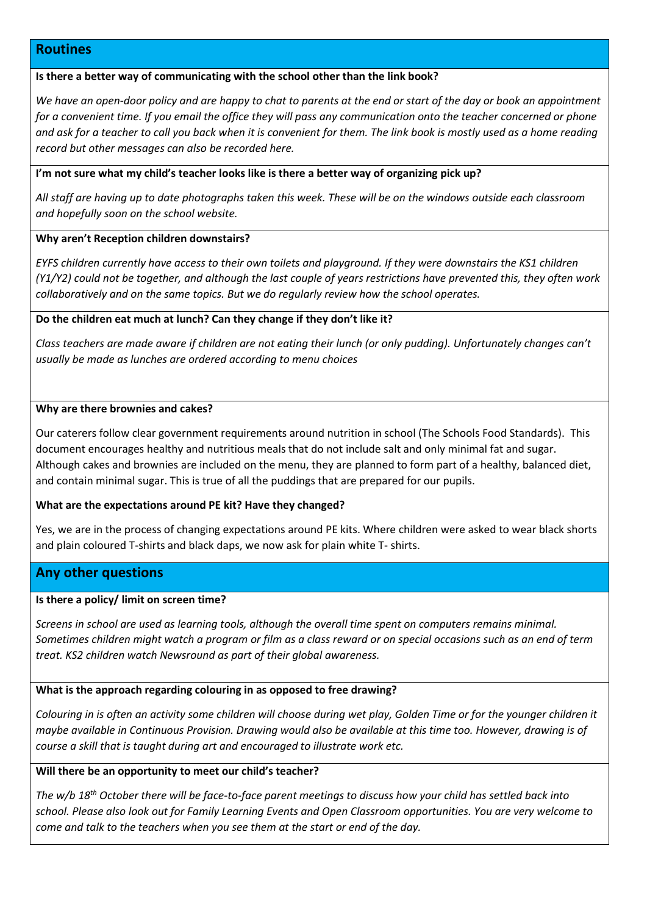## Routines

**Is there a better way of communicating with the school other than the link book?**

*We have an open-door policy and are happy to chat to parents at the end or start of the day or book an appointment for a convenient time. If you email the office they will pass any communication onto the teacher concerned or phone and ask for a teacher to call you back when it is convenient for them. The link book is mostly used as a home reading record but other messages can also be recorded here.*

**I'm not sure what my child's teacher looks like is there a better way of organizing pick up?**

*All staff are having up to date photographs taken this week. These will be on the windows outside each classroom and hopefully soon on the school website.*

**Why aren't Reception children downstairs?**

*EYFS children currently have access to their own toilets and playground. If they were downstairs the KS1 children (Y1/Y2) could not be together, and although the last couple of years restrictions have prevented this, they often work collaboratively and on the same topics. But we do regularly review how the school operates.*

**Do the children eat much at lunch? Can they change if they don't like it?**

*Class teachers are made aware if children are not eating their lunch (or only pudding). Unfortunately changes can't usually be made as lunches are ordered according to menu choices*

**Why are there brownies and cakes?**

Our caterers follow clear government requirements around nutrition in school (The Schools Food Standards). This document encourages healthy and nutritious meals that do not include salt and only minimal fat and sugar. Although cakes and brownies are included on the menu, they are planned to form part of a healthy, balanced diet, and contain minimal sugar. This is true of all the puddings that are prepared for our pupils.

**What are the expectations around PE kit? Have they changed?**

Yes, we are in the process of changing expectations around PE kits. Where children were asked to wear black shorts and plain coloured T-shirts and black daps, we now ask for plain white T- shirts.

## Any other questions

**Is there a policy/ limit on screen time?**

*Screens in school are used as learning tools, although the overall time spent on computers remains minimal. Sometimes children might watch a program or film as a class reward or on special occasions such as an end of term treat. KS2 children watch Newsround as part of their global awareness.*

**What is the approach regarding colouring in as opposed to free drawing?**

*Colouring in is often an activity some children will choose during wet play, Golden Time or for the younger children it maybe available in Continuous Provision. Drawing would also be available at this time too. However, drawing is of course a skill that is taught during art and encouraged to illustrate work etc.*

**Will there be an opportunity to meet our child's teacher?**

*The w/b 18th October there will be face-to-face parent meetings to discuss how your child has settled back into school. Please also look out for Family Learning Events and Open Classroom opportunities. You are very welcome to come and talk to the teachers when you see them at the start or end of the day.*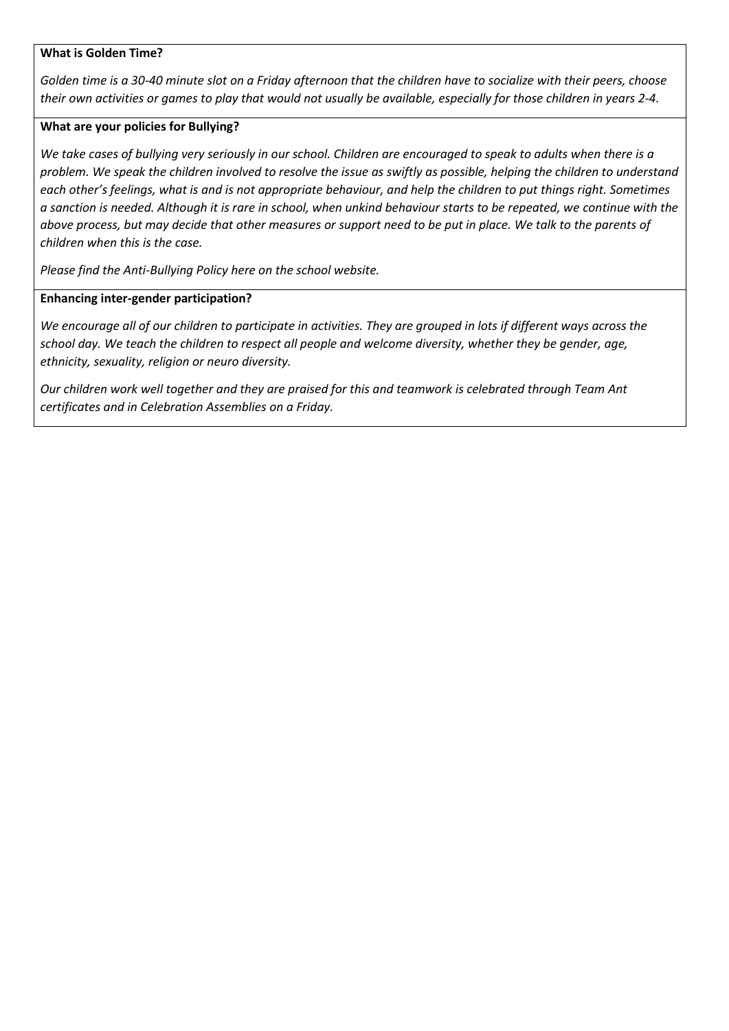**What is Golden Time?**

*Golden time is a 30-40 minute slot on a Friday afternoon that the children have to socialize with their peers, choose their own activities or games to play that would not usually be available, especially for those children in years 2-4.*

**What are your policies for Bullying?**

*We take cases of bullying very seriously in our school. Children are encouraged to speak to adults when there is a problem. We speak the children involved to resolve the issue as swiftly as possible, helping the children to understand each other's feelings, what is and is not appropriate behaviour, and help the children to put things right. Sometimes a sanction is needed. Although it is rare in school, when unkind behaviour starts to be repeated, we continue with the above process, but may decide that other measures or support need to be put in place. We talk to the parents of children when this is the case.*

*Please find the Anti-Bullying Policy here on the school website.*

**Enhancing inter-gender participation?**

*We encourage all of our children to participate in activities. They are grouped in lots if different ways across the school day. We teach the children to respect all people and welcome diversity, whether they be gender, age, ethnicity, sexuality, religion or neuro diversity.*

*Our children work well together and they are praised for this and teamwork is celebrated through Team Ant certificates and in Celebration Assemblies on a Friday.*